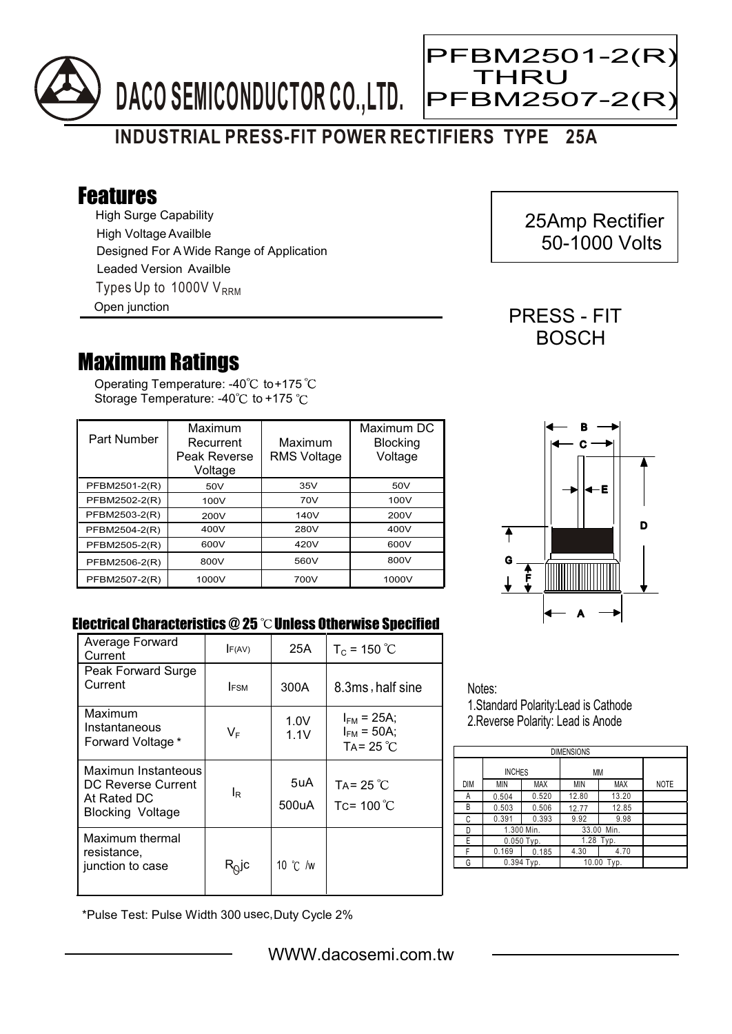# DACO SEMICONDUCTOR CO.,LTD.

**PFBM2501-2(R) THRU PFBM2507-2(R)**

## INDUSTRIAL PRESS-FIT POWER RECTIFIERS TYPE 25A

## Features

- High Surge Capability
- High Voltage Availble
- Designed For A Wide Range of Application
- Leaded Version Availble
- Types Up to 1000V $V_{RRM}$
- Open junction

25Amp Rectifier
50-1000 Volts

PRESS - FIT
BOSCH

## Maximum Ratings

Operating Temperature: -40℃ to +175 ℃
Storage Temperature: -40℃ to +175 ℃

| Part Number | Maximum Recurrent Peak Reverse Voltage | Maximum RMS Voltage | Maximum DC Blocking Voltage |
|---|---|---|---|
| PFBM2501-2(R) | 50V | 35V | 50V |
| PFBM2502-2(R) | 100V | 70V | 100V |
| PFBM2503-2(R) | 200V | 140V | 200V |
| PFBM2504-2(R) | 400V | 280V | 400V |
| PFBM2505-2(R) | 600V | 420V | 600V |
| PFBM2506-2(R) | 800V | 560V | 800V |
| PFBM2507-2(R) | 1000V | 700V | 1000V |

### Electrical Characteristics @ 25 ℃ Unless Otherwise Specified

| | | | |
|---|---|---|---|
| Average Forward Current | $I_{F(AV)}$ | 25A | $T_C$ = 150 ℃ |
| Peak Forward Surge Current | $I_{FSM}$ | 300A | 8.3ms, half sine |
| Maximum Instantaneous Forward Voltage * | $V_F$ | 1.0V<br>1.1V | $I_{FM}$ = 25A;<br>$I_{FM}$ = 50A;<br>TA= 25 ℃ |
| Maximun Instanteous DC Reverse Current At Rated DC Blocking Voltage | $I_R$ | 5uA<br>500uA | TA= 25 ℃<br>Tc= 100 ℃ |
| Maximum thermal resistance, junction to case | $R_{\theta}jc$ | 10 ℃ /w | |

*Pulse Test: Pulse Width 300 usec, Duty Cycle 2%

Notes:
1. Standard Polarity: Lead is Cathode
2. Reverse Polarity: Lead is Anode

| DIMENSIONS | | | | | |
|---|---|---|---|---|---|
| | INCHES | | MM | | |
| DIM | MIN | MAX | MIN | MAX | NOTE |
| A | 0.504 | 0.520 | 12.80 | 13.20 | |
| B | 0.503 | 0.506 | 12.77 | 12.85 | |
| C | 0.391 | 0.393 | 9.92 | 9.98 | |
| D | 1.300 Min. | | 33.00 Min. | | |
| E | 0.050 Typ. | | 1.28 Typ. | | |
| F | 0.169 | 0.185 | 4.30 | 4.70 | |
| G | 0.394 Typ. | | 10.00 Typ. | | |

WWW.dacosemi.com.tw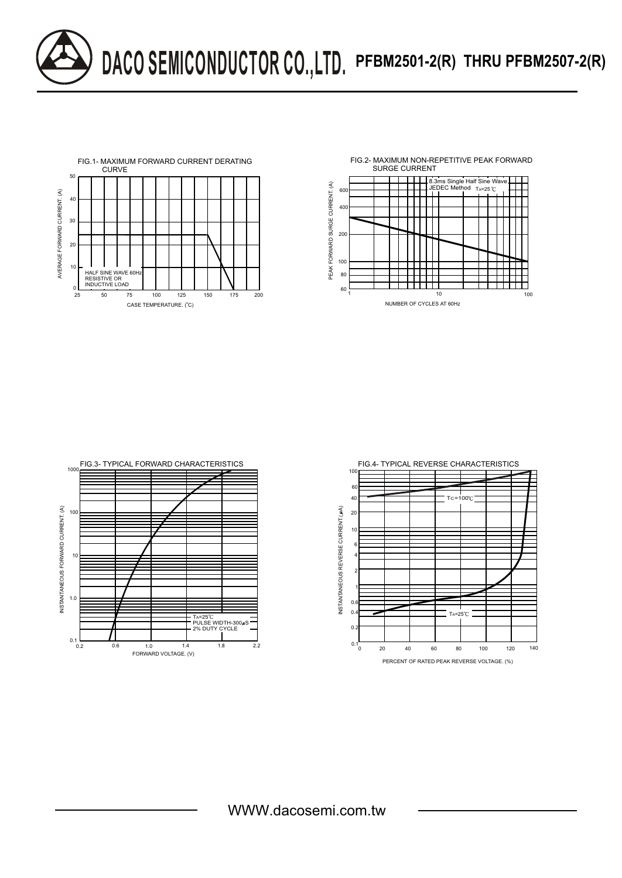FIG.1- MAXIMUM FORWARD CURRENT DERATING CURVE

AVERAGE FORWARD CURRENT. (A)

50
40
30
20
10
0

HALF SINE WAVE 60Hz
RESISTIVE OR
INDUCTIVE LOAD

25 50 75 100 125 150 175 200

CASE TEMPERATURE. (°C)

FIG.2- MAXIMUM NON-REPETITIVE PEAK FORWARD SURGE CURRENT

PEAK FORWARD SURGE CURRENT. (A)

8.3ms Single Half Sine Wave
JEDEC Method $T_A$=25℃

600
400
200
100
80
60

1 10 100

NUMBER OF CYCLES AT 60Hz

FIG.3- TYPICAL FORWARD CHARACTERISTICS

INSTANTANEOUS FORWARD CURRENT. (A)

1000
100
10
1.0
0.1

$T_A$=25℃
PULSE WIDTH-300μS
2% DUTY CYCLE

0.2 0.6 1.0 1.4 1.8 2.2

FORWARD VOLTAGE. (V)

FIG.4- TYPICAL REVERSE CHARACTERISTICS

INSTANTANEOUS REVERSE CURRENT.(μA)

100
60
40
20
10
6
4
2
1
0.6
0.4
0.2
0.1

$T_C$=100℃

$T_A$=25℃

0 20 40 60 80 100 120 140

PERCENT OF RATED PEAK REVERSE VOLTAGE. (%)

WWW.dacosemi.com.tw